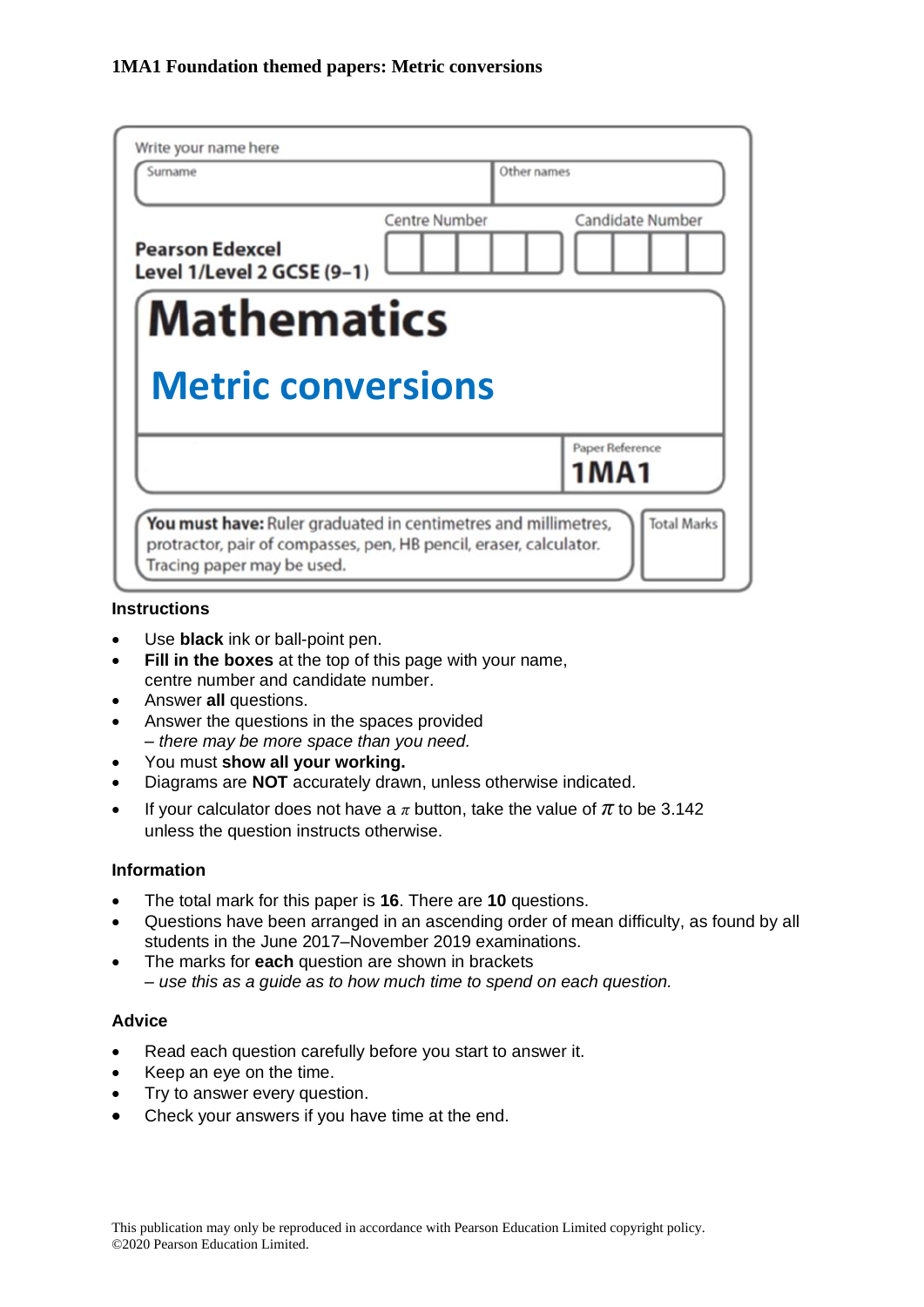**1MA1 Foundation themed papers: Metric conversions**

Write your name here

| Surname | Other names |
|---|---|
| | |

**Pearson Edexcel**
**Level 1/Level 2 GCSE (9–1)**

Centre Number | Candidate Number

# Mathematics

## Metric conversions

Paper Reference
**1MA1**

**You must have:** Ruler graduated in centimetres and millimetres, protractor, pair of compasses, pen, HB pencil, eraser, calculator. Tracing paper may be used.

Total Marks

### Instructions

- Use **black** ink or ball-point pen.
- **Fill in the boxes** at the top of this page with your name, centre number and candidate number.
- Answer **all** questions.
- Answer the questions in the spaces provided
  *– there may be more space than you need.*
- You must **show all your working.**
- Diagrams are **NOT** accurately drawn, unless otherwise indicated.
- If your calculator does not have a $\pi$ button, take the value of $\pi$ to be 3.142 unless the question instructs otherwise.

### Information

- The total mark for this paper is **16**. There are **10** questions.
- Questions have been arranged in an ascending order of mean difficulty, as found by all students in the June 2017–November 2019 examinations.
- The marks for **each** question are shown in brackets
  *– use this as a guide as to how much time to spend on each question.*

### Advice

- Read each question carefully before you start to answer it.
- Keep an eye on the time.
- Try to answer every question.
- Check your answers if you have time at the end.

This publication may only be reproduced in accordance with Pearson Education Limited copyright policy.
©2020 Pearson Education Limited.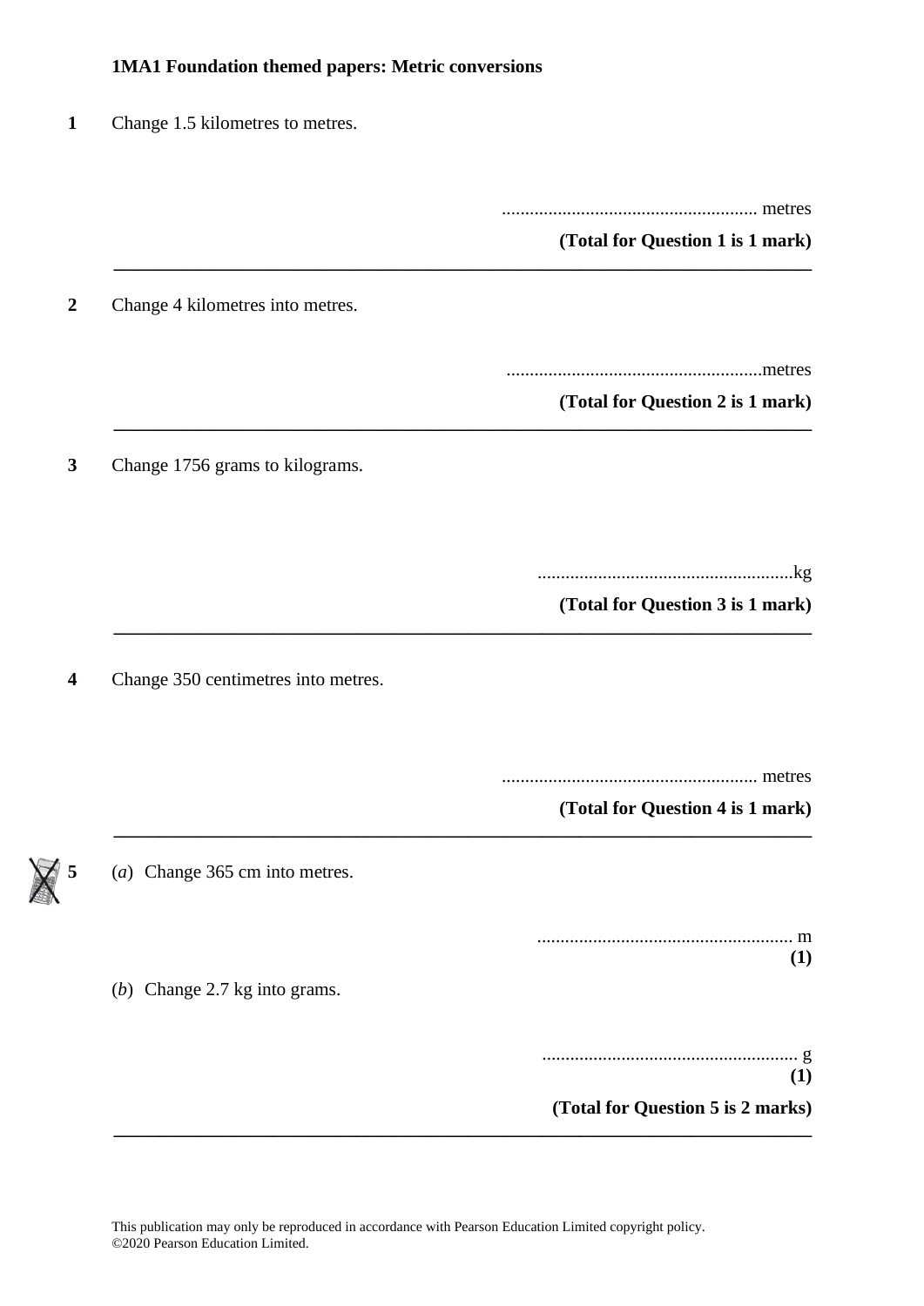**1MA1 Foundation themed papers: Metric conversions**

**1** Change 1.5 kilometres to metres.

....................................................... metres

**(Total for Question 1 is 1 mark)**

---

**2** Change 4 kilometres into metres.

.......................................................metres

**(Total for Question 2 is 1 mark)**

---

**3** Change 1756 grams to kilograms.

.......................................................kg

**(Total for Question 3 is 1 mark)**

---

**4** Change 350 centimetres into metres.

....................................................... metres

**(Total for Question 4 is 1 mark)**

---

**5** (*a*) Change 365 cm into metres.

....................................................... m

**(1)**

(*b*) Change 2.7 kg into grams.

....................................................... g

**(1)**

**(Total for Question 5 is 2 marks)**

---

This publication may only be reproduced in accordance with Pearson Education Limited copyright policy.
©2020 Pearson Education Limited.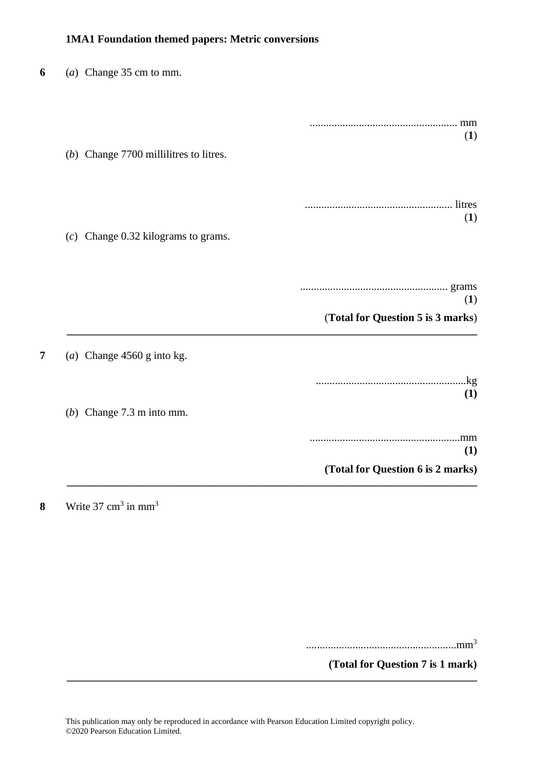**1MA1 Foundation themed papers: Metric conversions**

**6** (*a*) Change 35 cm to mm.

...................................................... mm
(**1**)

(*b*) Change 7700 millilitres to litres.

...................................................... litres
(**1**)

(*c*) Change 0.32 kilograms to grams.

...................................................... grams
(**1**)

(**Total for Question 5 is 3 marks**)

---

**7** (*a*) Change 4560 g into kg.

.......................................................kg
**(1)**

(*b*) Change 7.3 m into mm.

.......................................................mm
**(1)**

**(Total for Question 6 is 2 marks)**

---

**8** Write 37 $cm^3$ in $mm^3$

.......................................................$mm^3$

**(Total for Question 7 is 1 mark)**

---

This publication may only be reproduced in accordance with Pearson Education Limited copyright policy.
©2020 Pearson Education Limited.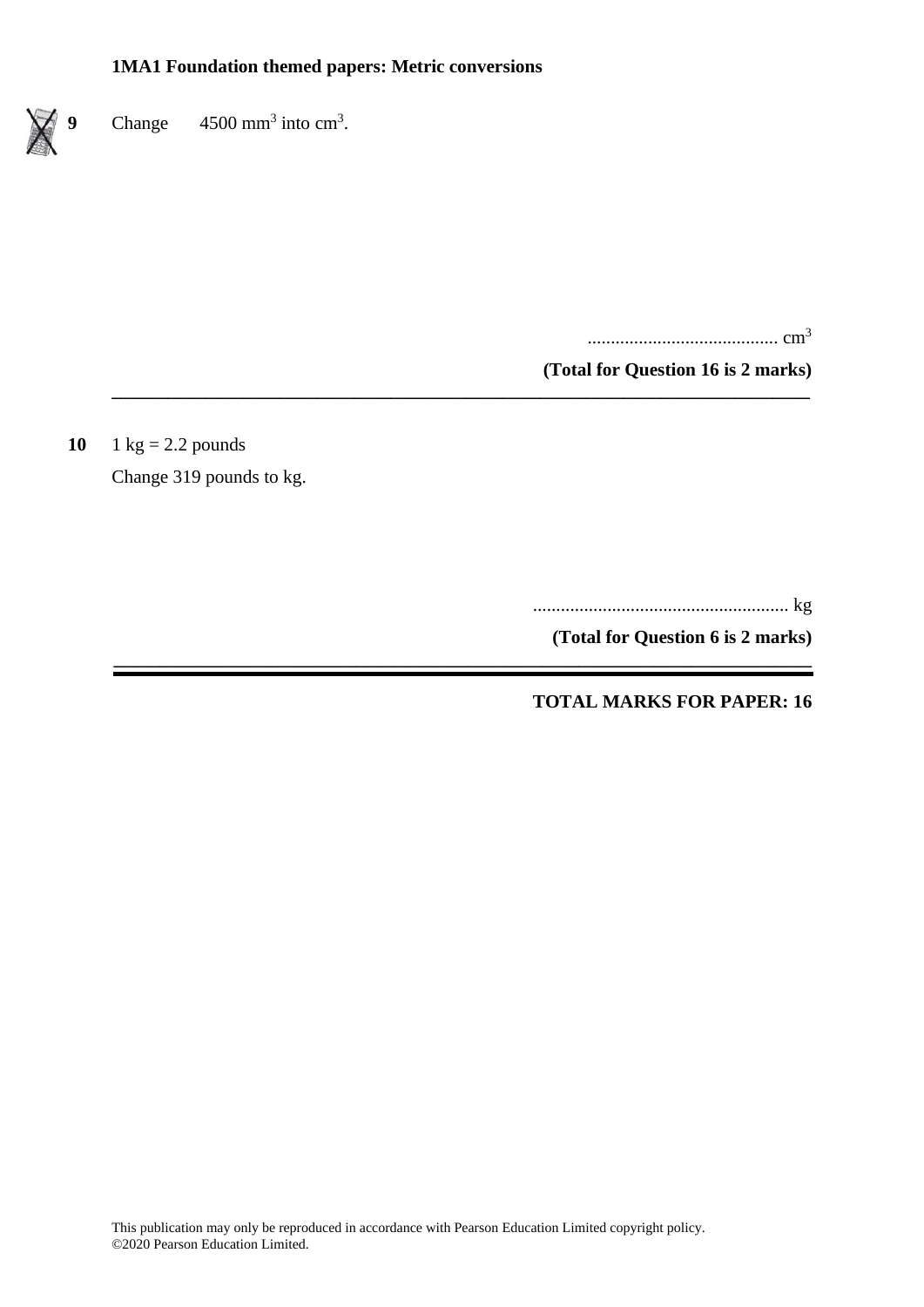**1MA1 Foundation themed papers: Metric conversions**

**9** Change $4500 \text{ mm}^3$ into $\text{cm}^3$.

......................................... $\text{cm}^3$

**(Total for Question 16 is 2 marks)**

---

**10** $1 \text{ kg} = 2.2$ pounds

Change 319 pounds to kg.

....................................................... kg

**(Total for Question 6 is 2 marks)**

---

**TOTAL MARKS FOR PAPER: 16**

This publication may only be reproduced in accordance with Pearson Education Limited copyright policy.
©2020 Pearson Education Limited.